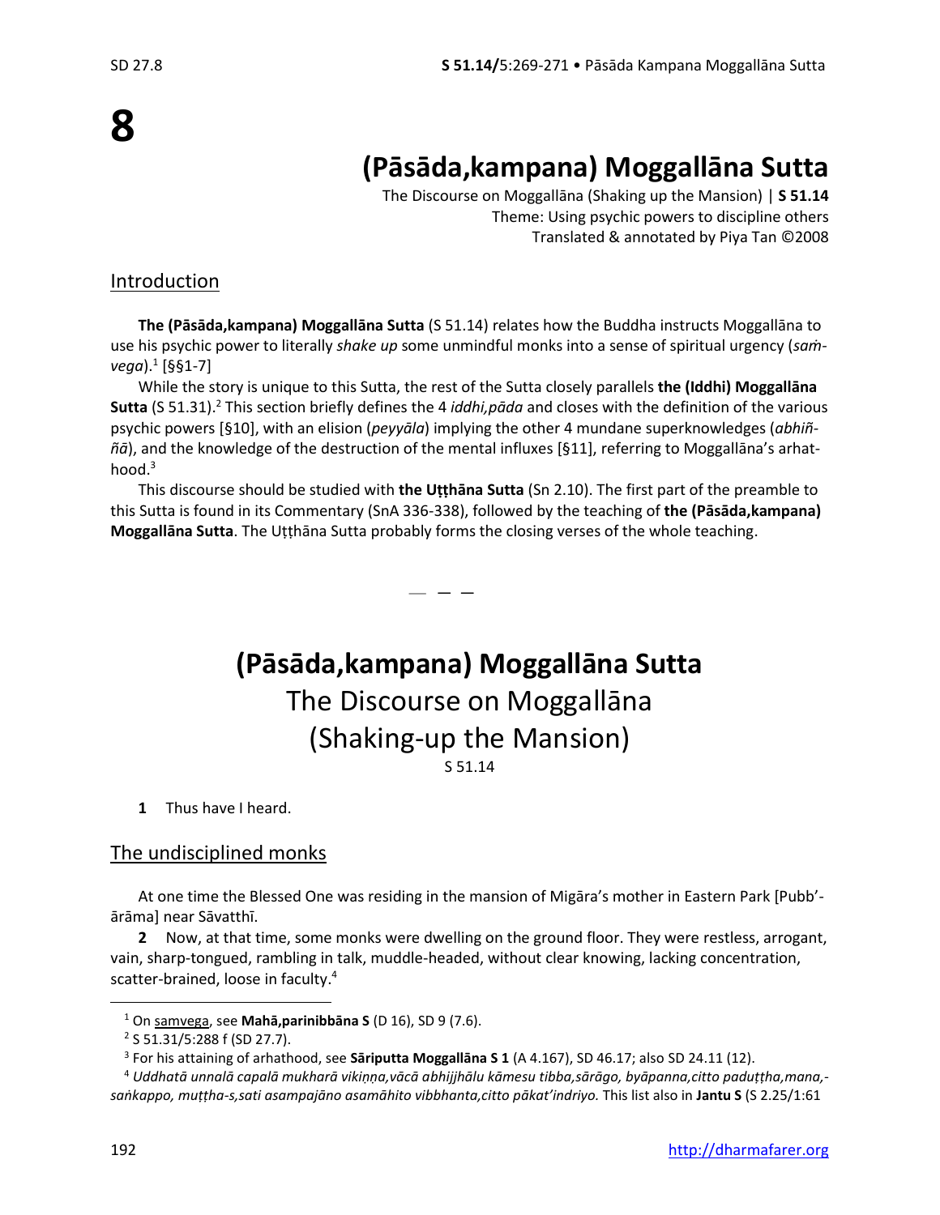# 8

# (Pāsāda,kampana) Moggallāna Sutta

The Discourse on Moggallāna (Shaking up the Mansion) | **S 51.14**
Theme: Using psychic powers to discipline others
Translated & annotated by Piya Tan ©2008

## Introduction

**The (Pāsāda,kampana) Moggallāna Sutta** (S 51.14) relates how the Buddha instructs Moggallāna to use his psychic power to literally *shake up* some unmindful monks into a sense of spiritual urgency (*saṁvega*).[1] [§§1-7]

While the story is unique to this Sutta, the rest of the Sutta closely parallels **the (Iddhi) Moggallāna Sutta** (S 51.31).[2] This section briefly defines the 4 *iddhi,pāda* and closes with the definition of the various psychic powers [§10], with an elision (*peyyāla*) implying the other 4 mundane superknowledges (*abhiññā*), and the knowledge of the destruction of the mental influxes [§11], referring to Moggallāna's arhathood.[3]

This discourse should be studied with **the Uṭṭhāna Sutta** (Sn 2.10). The first part of the preamble to this Sutta is found in its Commentary (SnA 336-338), followed by the teaching of **the (Pāsāda,kampana) Moggallāna Sutta**. The Uṭṭhāna Sutta probably forms the closing verses of the whole teaching.

— — —

# (Pāsāda,kampana) Moggallāna Sutta

## The Discourse on Moggallāna (Shaking-up the Mansion)

S 51.14

**1** Thus have I heard.

## The undisciplined monks

At one time the Blessed One was residing in the mansion of Migāra's mother in Eastern Park [Pubb'ārāma] near Sāvatthī.

**2** Now, at that time, some monks were dwelling on the ground floor. They were restless, arrogant, vain, sharp-tongued, rambling in talk, muddle-headed, without clear knowing, lacking concentration, scatter-brained, loose in faculty.[4]

---

[1] On samvega, see **Mahā,parinibbāna S** (D 16), SD 9 (7.6).

[2] S 51.31/5:288 f (SD 27.7).

[3] For his attaining of arhathood, see **Sāriputta Moggallāna S 1** (A 4.167), SD 46.17; also SD 24.11 (12).

[4] *Uddhatā unnalā capalā mukharā vikiṇṇa,vācā abhijjhālu kāmesu tibba,sārāgo, byāpanna,citto paduṭṭha,mana,saṅkappo, muṭṭha-s,sati asampajāno asamāhito vibbhanta,citto pākat'indriyo.* This list also in **Jantu S** (S 2.25/1:61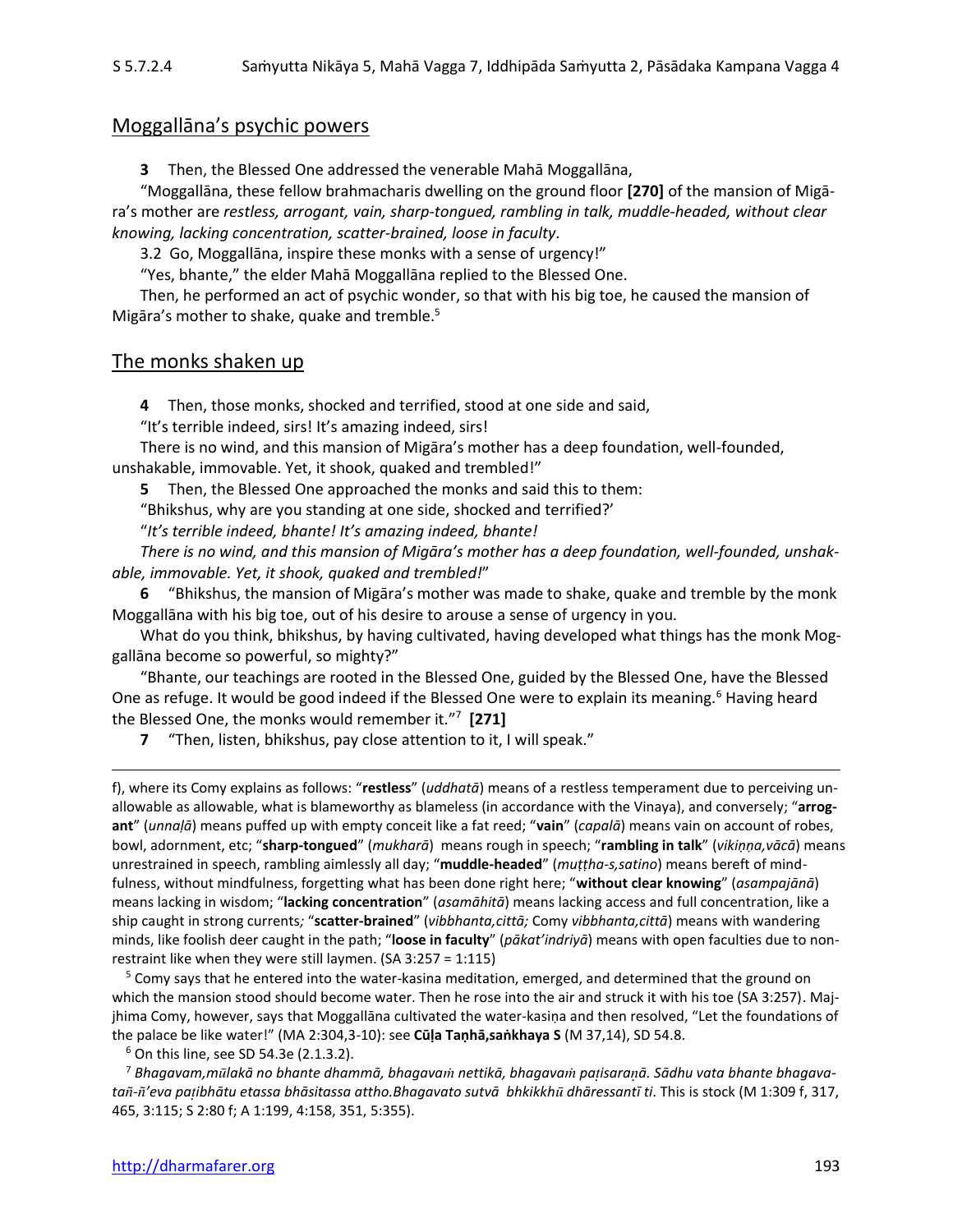## Moggallāna's psychic powers

**3** Then, the Blessed One addressed the venerable Mahā Moggallāna,

"Moggallāna, these fellow brahmacharis dwelling on the ground floor **[270]** of the mansion of Migāra's mother are *restless, arrogant, vain, sharp-tongued, rambling in talk, muddle-headed, without clear knowing, lacking concentration, scatter-brained, loose in faculty*.

3.2 Go, Moggallāna, inspire these monks with a sense of urgency!"

"Yes, bhante," the elder Mahā Moggallāna replied to the Blessed One.

Then, he performed an act of psychic wonder, so that with his big toe, he caused the mansion of Migāra's mother to shake, quake and tremble.[5]

## The monks shaken up

**4** Then, those monks, shocked and terrified, stood at one side and said,

"It's terrible indeed, sirs! It's amazing indeed, sirs!

There is no wind, and this mansion of Migāra's mother has a deep foundation, well-founded, unshakable, immovable. Yet, it shook, quaked and trembled!"

**5** Then, the Blessed One approached the monks and said this to them:

"Bhikshus, why are you standing at one side, shocked and terrified?'

"*It's terrible indeed, bhante! It's amazing indeed, bhante!*

*There is no wind, and this mansion of Migāra's mother has a deep foundation, well-founded, unshakable, immovable. Yet, it shook, quaked and trembled!*"

**6** "Bhikshus, the mansion of Migāra's mother was made to shake, quake and tremble by the monk Moggallāna with his big toe, out of his desire to arouse a sense of urgency in you.

What do you think, bhikshus, by having cultivated, having developed what things has the monk Moggallāna become so powerful, so mighty?"

"Bhante, our teachings are rooted in the Blessed One, guided by the Blessed One, have the Blessed One as refuge. It would be good indeed if the Blessed One were to explain its meaning.[6] Having heard the Blessed One, the monks would remember it."[7] **[271]**

**7** "Then, listen, bhikshus, pay close attention to it, I will speak."

---

f), where its Comy explains as follows: "**restless**" (*uddhatā*) means of a restless temperament due to perceiving unallowable as allowable, what is blameworthy as blameless (in accordance with the Vinaya), and conversely; "**arrogant**" (*unnaḷā*) means puffed up with empty conceit like a fat reed; "**vain**" (*capalā*) means vain on account of robes, bowl, adornment, etc; "**sharp-tongued**" (*mukharā*) means rough in speech; "**rambling in talk**" (*vikiṇṇa,vācā*) means unrestrained in speech, rambling aimlessly all day; "**muddle-headed**" (*muṭṭha-s,satino*) means bereft of mindfulness, without mindfulness, forgetting what has been done right here; "**without clear knowing**" (*asampajānā*) means lacking in wisdom; "**lacking concentration**" (*asamāhitā*) means lacking access and full concentration, like a ship caught in strong currents*;* "**scatter-brained**" (*vibbhanta,cittā;* Comy *vibbhanta,cittā*) means with wandering minds, like foolish deer caught in the path; "**loose in faculty**" (*pākat'indriyā*) means with open faculties due to non-restraint like when they were still laymen. (SA 3:257 = 1:115)

[5] Comy says that he entered into the water-kasina meditation, emerged, and determined that the ground on which the mansion stood should become water. Then he rose into the air and struck it with his toe (SA 3:257). Majjhima Comy, however, says that Moggallāna cultivated the water-kasiṇa and then resolved, "Let the foundations of the palace be like water!" (MA 2:304,3-10): see **Cūḷa Taṇhā,saṅkhaya S** (M 37,14), SD 54.8.

[6] On this line, see SD 54.3e (2.1.3.2).

[7] *Bhagavam,mūlakā no bhante dhammā, bhagavaṁ nettikā, bhagavaṁ paṭisaraṇā. Sādhu vata bhante bhagavatañ-ñ'eva paṭibhātu etassa bhāsitassa attho.Bhagavato sutvā bhkikkhū dhāressantī ti*. This is stock (M 1:309 f, 317, 465, 3:115; S 2:80 f; A 1:199, 4:158, 351, 5:355).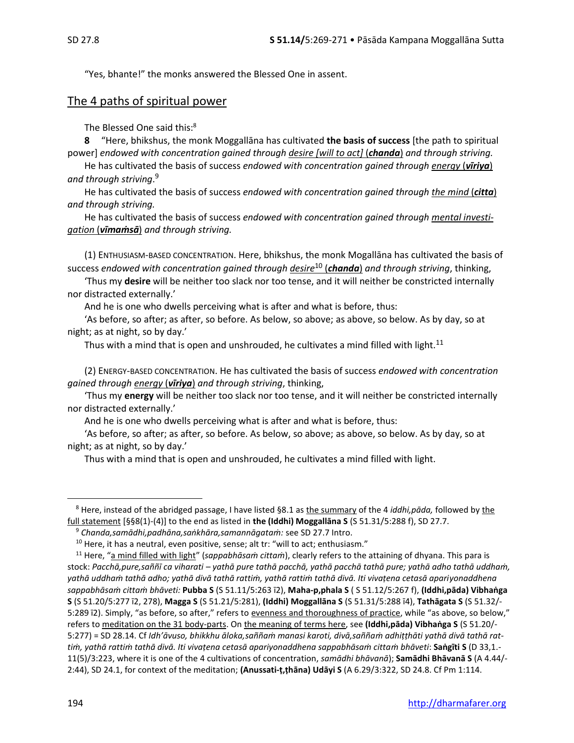"Yes, bhante!" the monks answered the Blessed One in assent.

## The 4 paths of spiritual power

The Blessed One said this:[8]

**8** "Here, bhikshus, the monk Moggallāna has cultivated **the basis of success** [the path to spiritual power] *endowed with concentration gained through* desire [will to act] (***chanda***) *and through striving.*

He has cultivated the basis of success *endowed with concentration gained through* energy (***vīriya***) *and through striving*.[9]

He has cultivated the basis of success *endowed with concentration gained through* the mind (***citta***) *and through striving.*

He has cultivated the basis of success *endowed with concentration gained through* mental investigation (***vīmaṁsā***) *and through striving.*

(1) ENTHUSIASM-BASED CONCENTRATION. Here, bhikshus, the monk Mogallāna has cultivated the basis of success *endowed with concentration gained through* desire[10] (***chanda***) *and through striving*, thinking,

'Thus my **desire** will be neither too slack nor too tense, and it will neither be constricted internally nor distracted externally.'

And he is one who dwells perceiving what is after and what is before, thus:

'As before, so after; as after, so before. As below, so above; as above, so below. As by day, so at night; as at night, so by day.'

Thus with a mind that is open and unshrouded, he cultivates a mind filled with light.[11]

(2) ENERGY-BASED CONCENTRATION. He has cultivated the basis of success *endowed with concentration gained through* energy (***vīriya***) *and through striving*, thinking,

'Thus my **energy** will be neither too slack nor too tense, and it will neither be constricted internally nor distracted externally.'

And he is one who dwells perceiving what is after and what is before, thus:

'As before, so after; as after, so before. As below, so above; as above, so below. As by day, so at night; as at night, so by day.'

Thus with a mind that is open and unshrouded, he cultivates a mind filled with light.

---

[8] Here, instead of the abridged passage, I have listed §8.1 as the summary of the 4 *iddhi,pāda,* followed by the full statement [§§8(1)-(4)] to the end as listed in **the (Iddhi) Moggallāna S** (S 51.31/5:288 f), SD 27.7.

[9] *Chanda,samādhi,padhāna,saṅkhāra,samannāgataṁ:* see SD 27.7 Intro.

[10] Here, it has a neutral, even positive, sense; alt tr: "will to act; enthusiasm."

[11] Here, "a mind filled with light" (*sappabhāsaṁ cittaṁ*), clearly refers to the attaining of dhyana. This para is stock: *Pacchā,pure,saññī ca viharati – yathā pure tathā pacchā, yathā pacchā tathā pure; yathā adho tathā uddhaṁ, yathā uddhaṁ tathā adho; yathā divā tathā rattiṁ, yathā rattiṁ tathā divā. Iti vivaṭena cetasā apariyonaddhena sappabhāsaṁ cittaṁ bhāveti:* **Pubba S** (S 51.11/5:263 ī2), **Maha-p,phala S** ( S 51.12/5:267 f), **(Iddhi,pāda) Vibhaṅga S** (S 51.20/5:277 ī2, 278), **Magga S** (S 51.21/5:281), **(Iddhi) Moggallāna S** (S 51.31/5:288 ī4), **Tathāgata S** (S 51.32/-5:289 ī2). Simply, "as before, so after," refers to evenness and thoroughness of practice, while "as above, so below," refers to meditation on the 31 body-parts. On the meaning of terms here, see **(Iddhi,pāda) Vibhaṅga S** (S 51.20/-5:277) = SD 28.14. Cf *Idh'āvuso, bhikkhu āloka,saññaṁ manasi karoti, divā,saññaṁ adhiṭṭhāti yathā divā tathā rattiṁ, yathā rattiṁ tathā divā. Iti vivaṭena cetasā apariyonaddhena sappabhāsaṁ cittaṁ bhāveti*: **Saṅgīti S** (D 33,1.-11(5)/3:223, where it is one of the 4 cultivations of concentration, *samādhi bhāvanā*); **Samādhi Bhāvanā S** (A 4.44/-2:44), SD 24.1, for context of the meditation; **(Anussati-ṭ,ṭhāna) Udāyi S** (A 6.29/3:322, SD 24.8. Cf Pm 1:114.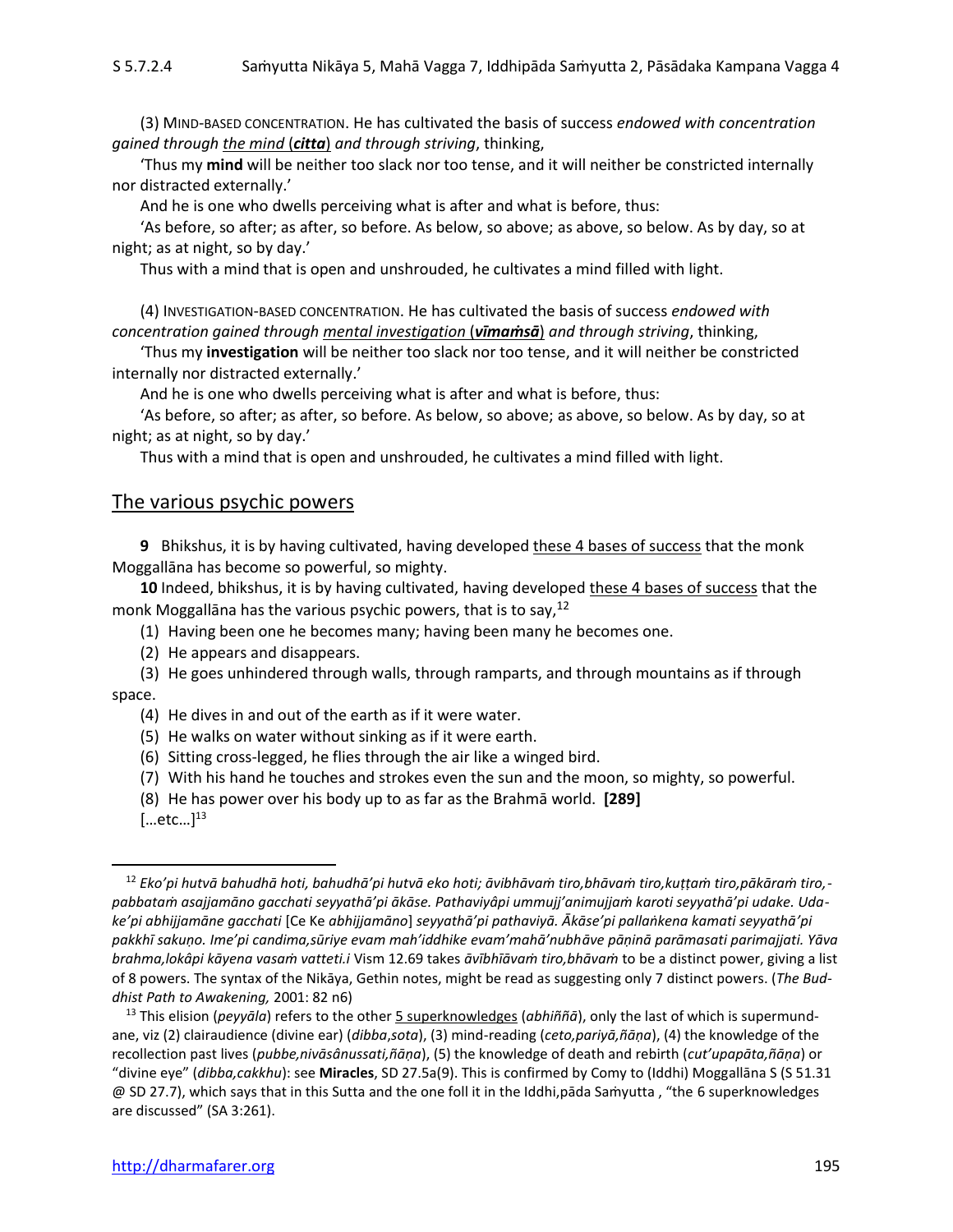(3) MIND-BASED CONCENTRATION. He has cultivated the basis of success *endowed with concentration gained through the mind (**citta**) and through striving*, thinking,

'Thus my **mind** will be neither too slack nor too tense, and it will neither be constricted internally nor distracted externally.'

And he is one who dwells perceiving what is after and what is before, thus:

'As before, so after; as after, so before. As below, so above; as above, so below. As by day, so at night; as at night, so by day.'

Thus with a mind that is open and unshrouded, he cultivates a mind filled with light.

(4) INVESTIGATION-BASED CONCENTRATION. He has cultivated the basis of success *endowed with concentration gained through mental investigation (**vīmaṁsā**) and through striving*, thinking,

'Thus my **investigation** will be neither too slack nor too tense, and it will neither be constricted internally nor distracted externally.'

And he is one who dwells perceiving what is after and what is before, thus:

'As before, so after; as after, so before. As below, so above; as above, so below. As by day, so at night; as at night, so by day.'

Thus with a mind that is open and unshrouded, he cultivates a mind filled with light.

## The various psychic powers

**9** Bhikshus, it is by having cultivated, having developed these 4 bases of success that the monk Moggallāna has become so powerful, so mighty.

**10** Indeed, bhikshus, it is by having cultivated, having developed these 4 bases of success that the monk Moggallāna has the various psychic powers, that is to say,[12]

(1) Having been one he becomes many; having been many he becomes one.
(2) He appears and disappears.
(3) He goes unhindered through walls, through ramparts, and through mountains as if through space.
(4) He dives in and out of the earth as if it were water.
(5) He walks on water without sinking as if it were earth.
(6) Sitting cross-legged, he flies through the air like a winged bird.
(7) With his hand he touches and strokes even the sun and the moon, so mighty, so powerful.
(8) He has power over his body up to as far as the Brahmā world. **[289]**

[…etc…][13]

---

[12] *Eko'pi hutvā bahudhā hoti, bahudhā'pi hutvā eko hoti; āvibhāvaṁ tiro,bhāvaṁ tiro,kuṭṭaṁ tiro,pākāraṁ tiro,-pabbataṁ asajjamāno gacchati seyyathā'pi ākāse. Pathaviyâpi ummujj'animujjaṁ karoti seyyathā'pi udake. Udake'pi abhijjamāne gacchati* [Ce Ke *abhijjamāno*] *seyyathā'pi pathaviyā. Ākāse'pi pallaṅkena kamati seyyathā'pi pakkhī sakuṇo. Ime'pi candima,sūriye evam mah'iddhike evam'mahā'nubhāve pāṇinā parāmasati parimajjati. Yāva brahma,lokâpi kāyena vasaṁ vatteti.i* Vism 12.69 takes *āvībhīāvaṁ tiro,bhāvaṁ* to be a distinct power, giving a list of 8 powers. The syntax of the Nikāya, Gethin notes, might be read as suggesting only 7 distinct powers. (*The Buddhist Path to Awakening,* 2001: 82 n6)

[13] This elision (*peyyāla*) refers to the other 5 superknowledges (*abhiññā*), only the last of which is supermundane, viz (2) clairaudience (divine ear) (*dibba,sota*), (3) mind-reading (*ceto,pariyā,ñāṇa*), (4) the knowledge of the recollection past lives (*pubbe,nivāsânussati,ñāṇa*), (5) the knowledge of death and rebirth (*cut'upapāta,ñāṇa*) or "divine eye" (*dibba,cakkhu*): see **Miracles**, SD 27.5a(9). This is confirmed by Comy to (Iddhi) Moggallāna S (S 51.31 @ SD 27.7), which says that in this Sutta and the one foll it in the Iddhi,pāda Saṁyutta , "the 6 superknowledges are discussed" (SA 3:261).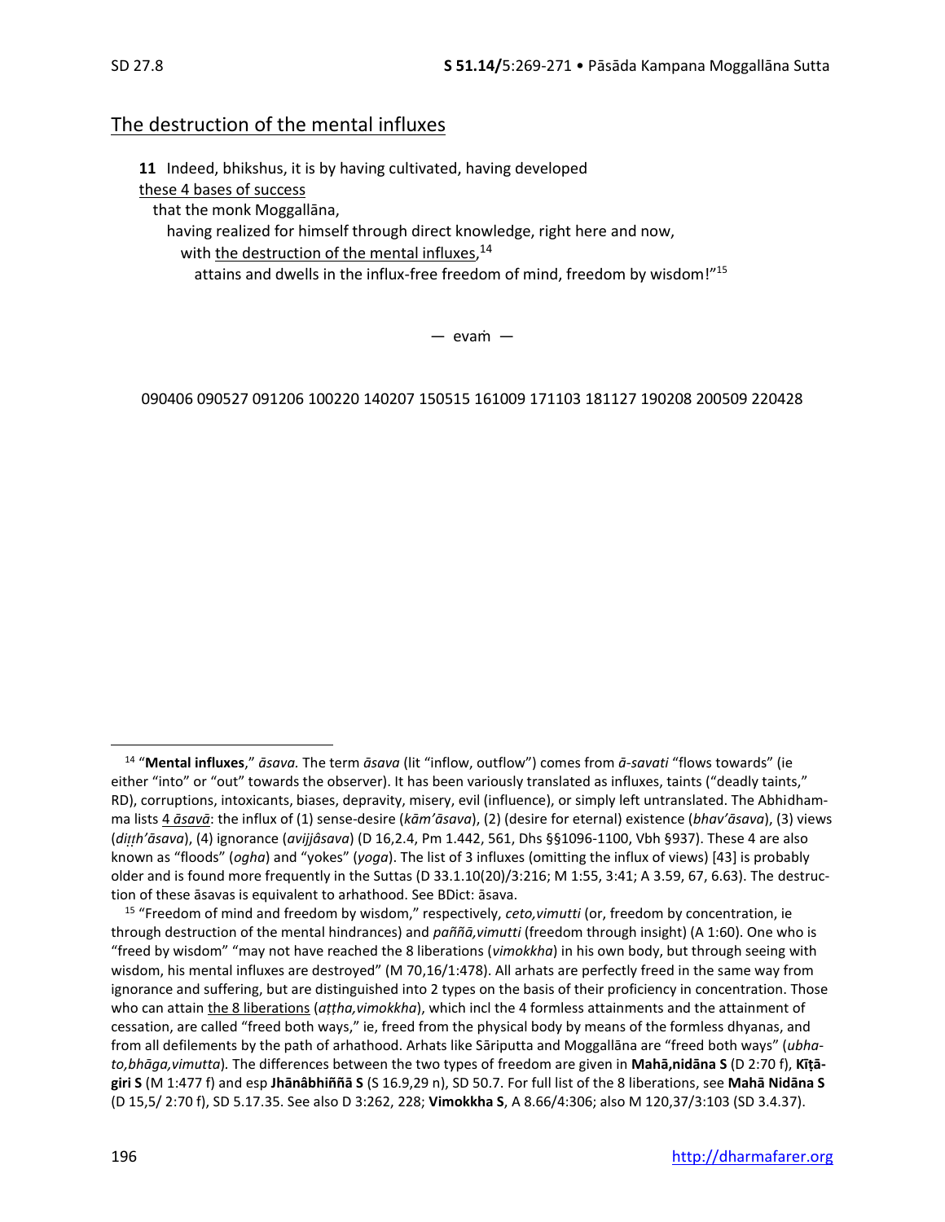## The destruction of the mental influxes

**11** Indeed, bhikshus, it is by having cultivated, having developed
these 4 bases of success
that the monk Moggallāna,
having realized for himself through direct knowledge, right here and now,
with the destruction of the mental influxes,[14]
attains and dwells in the influx-free freedom of mind, freedom by wisdom!"[15]

— evaṁ —

090406 090527 091206 100220 140207 150515 161009 171103 181127 190208 200509 220428

---

[14] "**Mental influxes**," *āsava.* The term *āsava* (lit "inflow, outflow") comes from *ā-savati* "flows towards" (ie either "into" or "out" towards the observer). It has been variously translated as influxes, taints ("deadly taints," RD), corruptions, intoxicants, biases, depravity, misery, evil (influence), or simply left untranslated. The Abhidhamma lists 4 *āsavā*: the influx of (1) sense-desire (*kām'āsava*), (2) (desire for eternal) existence (*bhav'āsava*), (3) views (*diṭṭh'āsava*), (4) ignorance (*avijjâsava*) (D 16,2.4, Pm 1.442, 561, Dhs §§1096-1100, Vbh §937). These 4 are also known as "floods" (*ogha*) and "yokes" (*yoga*). The list of 3 influxes (omitting the influx of views) [43] is probably older and is found more frequently in the Suttas (D 33.1.10(20)/3:216; M 1:55, 3:41; A 3.59, 67, 6.63). The destruction of these āsavas is equivalent to arhathood. See BDict: āsava.

[15] "Freedom of mind and freedom by wisdom," respectively, *ceto,vimutti* (or, freedom by concentration, ie through destruction of the mental hindrances) and *paññā,vimutti* (freedom through insight) (A 1:60). One who is "freed by wisdom" "may not have reached the 8 liberations (*vimokkha*) in his own body, but through seeing with wisdom, his mental influxes are destroyed" (M 70,16/1:478). All arhats are perfectly freed in the same way from ignorance and suffering, but are distinguished into 2 types on the basis of their proficiency in concentration. Those who can attain the 8 liberations (*aṭṭha,vimokkha*), which incl the 4 formless attainments and the attainment of cessation, are called "freed both ways," ie, freed from the physical body by means of the formless dhyanas, and from all defilements by the path of arhathood. Arhats like Sāriputta and Moggallāna are "freed both ways" (*ubhato,bhāga,vimutta*). The differences between the two types of freedom are given in **Mahā,nidāna S** (D 2:70 f), **Kīṭāgiri S** (M 1:477 f) and esp **Jhānâbhiññā S** (S 16.9,29 n), SD 50.7. For full list of the 8 liberations, see **Mahā Nidāna S** (D 15,5/ 2:70 f), SD 5.17.35. See also D 3:262, 228; **Vimokkha S**, A 8.66/4:306; also M 120,37/3:103 (SD 3.4.37).